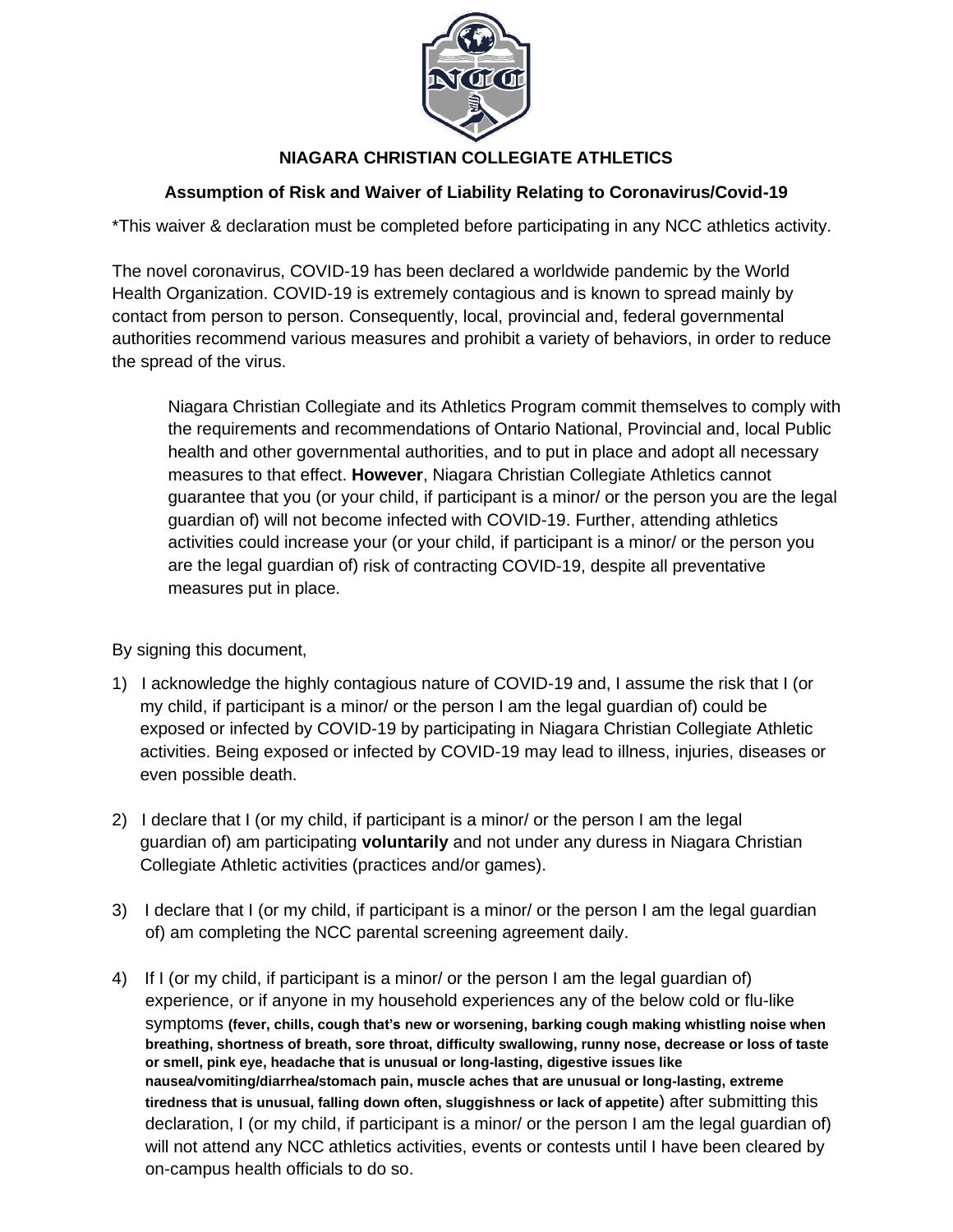# NIAGARA CHRISTIAN COLLEGIATE ATHLETICS

## Assumption of Risk and Waiver of Liability Relating to Coronavirus/Covid-19

*This waiver & declaration must be completed before participating in any NCC athletics activity.

The novel coronavirus, COVID-19 has been declared a worldwide pandemic by the World Health Organization. COVID-19 is extremely contagious and is known to spread mainly by contact from person to person. Consequently, local, provincial and, federal governmental authorities recommend various measures and prohibit a variety of behaviors, in order to reduce the spread of the virus.

> Niagara Christian Collegiate and its Athletics Program commit themselves to comply with the requirements and recommendations of Ontario National, Provincial and, local Public health and other governmental authorities, and to put in place and adopt all necessary measures to that effect. **However**, Niagara Christian Collegiate Athletics cannot guarantee that you (or your child, if participant is a minor/ or the person you are the legal guardian of) will not become infected with COVID-19. Further, attending athletics activities could increase your (or your child, if participant is a minor/ or the person you are the legal guardian of) risk of contracting COVID-19, despite all preventative measures put in place.

By signing this document,

1) I acknowledge the highly contagious nature of COVID-19 and, I assume the risk that I (or my child, if participant is a minor/ or the person I am the legal guardian of) could be exposed or infected by COVID-19 by participating in Niagara Christian Collegiate Athletic activities. Being exposed or infected by COVID-19 may lead to illness, injuries, diseases or even possible death.

2) I declare that I (or my child, if participant is a minor/ or the person I am the legal guardian of) am participating **voluntarily** and not under any duress in Niagara Christian Collegiate Athletic activities (practices and/or games).

3) I declare that I (or my child, if participant is a minor/ or the person I am the legal guardian of) am completing the NCC parental screening agreement daily.

4) If I (or my child, if participant is a minor/ or the person I am the legal guardian of) experience, or if anyone in my household experiences any of the below cold or flu-like symptoms **(fever, chills, cough that's new or worsening, barking cough making whistling noise when breathing, shortness of breath, sore throat, difficulty swallowing, runny nose, decrease or loss of taste or smell, pink eye, headache that is unusual or long-lasting, digestive issues like nausea/vomiting/diarrhea/stomach pain, muscle aches that are unusual or long-lasting, extreme tiredness that is unusual, falling down often, sluggishness or lack of appetite**) after submitting this declaration, I (or my child, if participant is a minor/ or the person I am the legal guardian of) will not attend any NCC athletics activities, events or contests until I have been cleared by on-campus health officials to do so.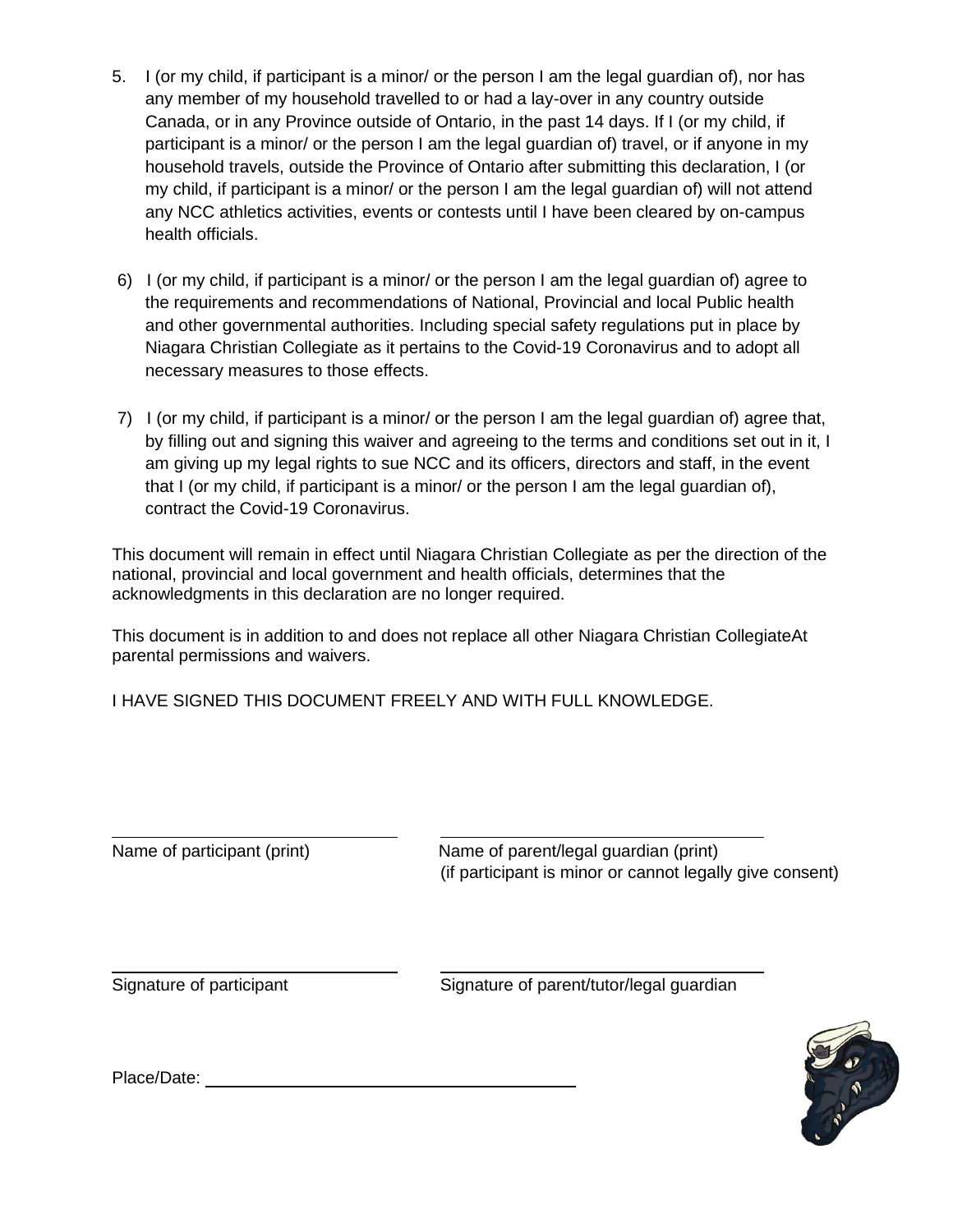5. I (or my child, if participant is a minor/ or the person I am the legal guardian of), nor has any member of my household travelled to or had a lay-over in any country outside Canada, or in any Province outside of Ontario, in the past 14 days. If I (or my child, if participant is a minor/ or the person I am the legal guardian of) travel, or if anyone in my household travels, outside the Province of Ontario after submitting this declaration, I (or my child, if participant is a minor/ or the person I am the legal guardian of) will not attend any NCC athletics activities, events or contests until I have been cleared by on-campus health officials.

6) I (or my child, if participant is a minor/ or the person I am the legal guardian of) agree to the requirements and recommendations of National, Provincial and local Public health and other governmental authorities. Including special safety regulations put in place by Niagara Christian Collegiate as it pertains to the Covid-19 Coronavirus and to adopt all necessary measures to those effects.

7) I (or my child, if participant is a minor/ or the person I am the legal guardian of) agree that, by filling out and signing this waiver and agreeing to the terms and conditions set out in it, I am giving up my legal rights to sue NCC and its officers, directors and staff, in the event that I (or my child, if participant is a minor/ or the person I am the legal guardian of), contract the Covid-19 Coronavirus.

This document will remain in effect until Niagara Christian Collegiate as per the direction of the national, provincial and local government and health officials, determines that the acknowledgments in this declaration are no longer required.

This document is in addition to and does not replace all other Niagara Christian CollegiateAt parental permissions and waivers.

I HAVE SIGNED THIS DOCUMENT FREELY AND WITH FULL KNOWLEDGE.

\_\_\_\_\_\_\_\_\_\_\_\_\_\_\_\_\_\_\_\_\_\_\_\_\_\_\_\_\_\_
Name of participant (print)

\_\_\_\_\_\_\_\_\_\_\_\_\_\_\_\_\_\_\_\_\_\_\_\_\_\_\_\_\_\_
Name of parent/legal guardian (print)
(if participant is minor or cannot legally give consent)

\_\_\_\_\_\_\_\_\_\_\_\_\_\_\_\_\_\_\_\_\_\_\_\_\_\_\_\_\_\_
Signature of participant

\_\_\_\_\_\_\_\_\_\_\_\_\_\_\_\_\_\_\_\_\_\_\_\_\_\_\_\_\_\_
Signature of parent/tutor/legal guardian

Place/Date: \_\_\_\_\_\_\_\_\_\_\_\_\_\_\_\_\_\_\_\_\_\_\_\_\_\_\_\_\_\_\_\_\_\_\_\_\_\_\_\_